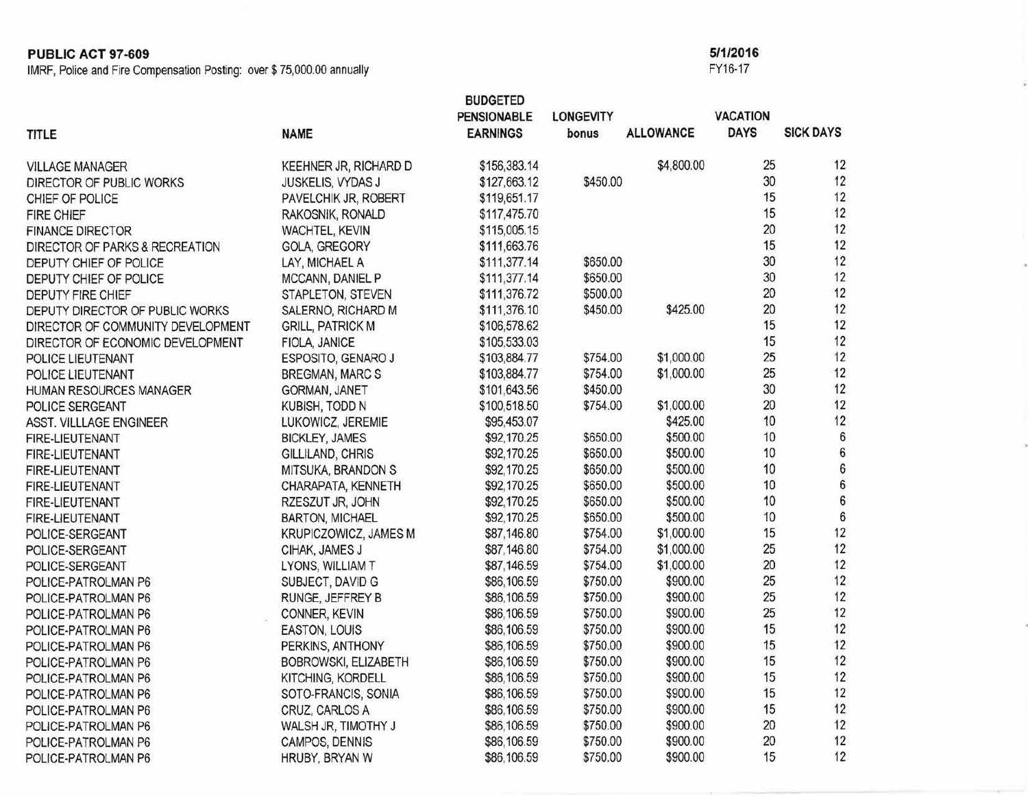**PUBLIC ACT 97-609**

IMRF, Police and Fire Compensation Posting: over $ 75,000.00 annually

**5/1/2016**

FY16-17

| TITLE | NAME | BUDGETED PENSIONABLE EARNINGS | LONGEVITY bonus | ALLOWANCE | VACATION DAYS | SICK DAYS |
|---|---|---|---|---|---|---|
| VILLAGE MANAGER | KEEHNER JR, RICHARD D | $156,383.14 | | $4,800.00 | 25 | 12 |
| DIRECTOR OF PUBLIC WORKS | JUSKELIS, VYDAS J | $127,663.12 | $450.00 | | 30 | 12 |
| CHIEF OF POLICE | PAVELCHIK JR, ROBERT | $119,651.17 | | | 15 | 12 |
| FIRE CHIEF | RAKOSNIK, RONALD | $117,475.70 | | | 15 | 12 |
| FINANCE DIRECTOR | WACHTEL, KEVIN | $115,005.15 | | | 20 | 12 |
| DIRECTOR OF PARKS & RECREATION | GOLA, GREGORY | $111,663.76 | | | 15 | 12 |
| DEPUTY CHIEF OF POLICE | LAY, MICHAEL A | $111,377.14 | $650.00 | | 30 | 12 |
| DEPUTY CHIEF OF POLICE | MCCANN, DANIEL P | $111,377.14 | $650.00 | | 30 | 12 |
| DEPUTY FIRE CHIEF | STAPLETON, STEVEN | $111,376.72 | $500.00 | | 20 | 12 |
| DEPUTY DIRECTOR OF PUBLIC WORKS | SALERNO, RICHARD M | $111,376.10 | $450.00 | $425.00 | 20 | 12 |
| DIRECTOR OF COMMUNITY DEVELOPMENT | GRILL, PATRICK M | $106,578.62 | | | 15 | 12 |
| DIRECTOR OF ECONOMIC DEVELOPMENT | FIOLA, JANICE | $105,533.03 | | | 15 | 12 |
| POLICE LIEUTENANT | ESPOSITO, GENARO J | $103,884.77 | $754.00 | $1,000.00 | 25 | 12 |
| POLICE LIEUTENANT | BREGMAN, MARC S | $103,884.77 | $754.00 | $1,000.00 | 25 | 12 |
| HUMAN RESOURCES MANAGER | GORMAN, JANET | $101,643.56 | $450.00 | | 30 | 12 |
| POLICE SERGEANT | KUBISH, TODD N | $100,518.50 | $754.00 | $1,000.00 | 20 | 12 |
| ASST. VILLLAGE ENGINEER | LUKOWICZ, JEREMIE | $95,453.07 | | $425.00 | 10 | 12 |
| FIRE-LIEUTENANT | BICKLEY, JAMES | $92,170.25 | $650.00 | $500.00 | 10 | 6 |
| FIRE-LIEUTENANT | GILLILAND, CHRIS | $92,170.25 | $650.00 | $500.00 | 10 | 6 |
| FIRE-LIEUTENANT | MITSUKA, BRANDON S | $92,170.25 | $650.00 | $500.00 | 10 | 6 |
| FIRE-LIEUTENANT | CHARAPATA, KENNETH | $92,170.25 | $650.00 | $500.00 | 10 | 6 |
| FIRE-LIEUTENANT | RZESZUT JR, JOHN | $92,170.25 | $650.00 | $500.00 | 10 | 6 |
| FIRE-LIEUTENANT | BARTON, MICHAEL | $92,170.25 | $650.00 | $500.00 | 10 | 6 |
| POLICE-SERGEANT | KRUPICZOWICZ, JAMES M | $87,146.80 | $754.00 | $1,000.00 | 15 | 12 |
| POLICE-SERGEANT | CIHAK, JAMES J | $87,146.80 | $754.00 | $1,000.00 | 25 | 12 |
| POLICE-SERGEANT | LYONS, WILLIAM T | $87,146.59 | $754.00 | $1,000.00 | 20 | 12 |
| POLICE-PATROLMAN P6 | SUBJECT, DAVID G | $86,106.59 | $750.00 | $900.00 | 25 | 12 |
| POLICE-PATROLMAN P6 | RUNGE, JEFFREY B | $86,106.59 | $750.00 | $900.00 | 25 | 12 |
| POLICE-PATROLMAN P6 | CONNER, KEVIN | $86,106.59 | $750.00 | $900.00 | 25 | 12 |
| POLICE-PATROLMAN P6 | EASTON, LOUIS | $86,106.59 | $750.00 | $900.00 | 15 | 12 |
| POLICE-PATROLMAN P6 | PERKINS, ANTHONY | $86,106.59 | $750.00 | $900.00 | 15 | 12 |
| POLICE-PATROLMAN P6 | BOBROWSKI, ELIZABETH | $86,106.59 | $750.00 | $900.00 | 15 | 12 |
| POLICE-PATROLMAN P6 | KITCHING, KORDELL | $86,106.59 | $750.00 | $900.00 | 15 | 12 |
| POLICE-PATROLMAN P6 | SOTO-FRANCIS, SONIA | $86,106.59 | $750.00 | $900.00 | 15 | 12 |
| POLICE-PATROLMAN P6 | CRUZ, CARLOS A | $86,106.59 | $750.00 | $900.00 | 15 | 12 |
| POLICE-PATROLMAN P6 | WALSH JR, TIMOTHY J | $86,106.59 | $750.00 | $900.00 | 20 | 12 |
| POLICE-PATROLMAN P6 | CAMPOS, DENNIS | $86,106.59 | $750.00 | $900.00 | 20 | 12 |
| POLICE-PATROLMAN P6 | HRUBY, BRYAN W | $86,106.59 | $750.00 | $900.00 | 15 | 12 |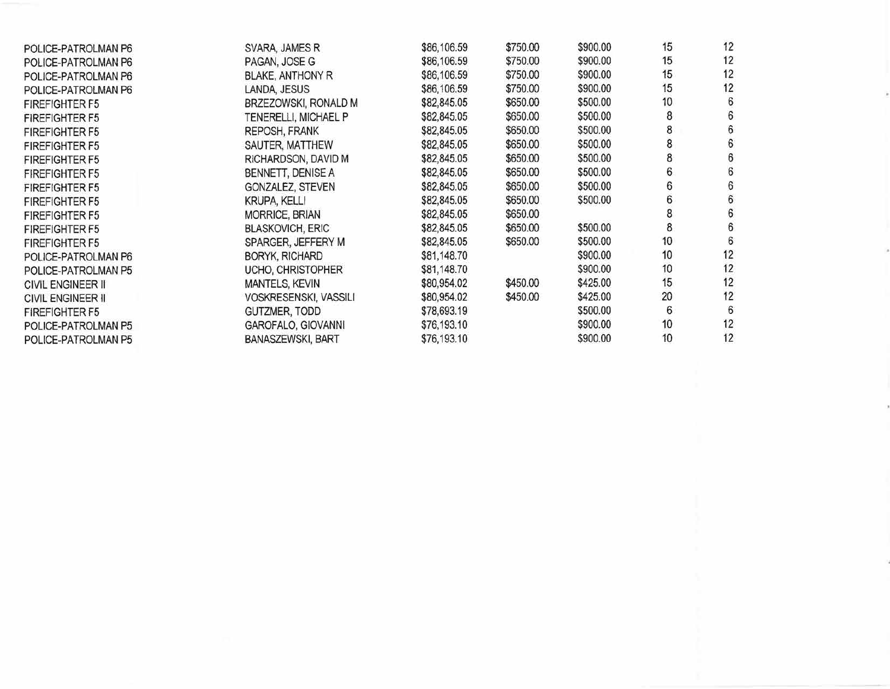| | | | | | | |
|---|---|---|---|---|---|---|
| POLICE-PATROLMAN P6 | SVARA, JAMES R | $86,106.59 | $750.00 | $900.00 | 15 | 12 |
| POLICE-PATROLMAN P6 | PAGAN, JOSE G | $86,106.59 | $750.00 | $900.00 | 15 | 12 |
| POLICE-PATROLMAN P6 | BLAKE, ANTHONY R | $86,106.59 | $750.00 | $900.00 | 15 | 12 |
| POLICE-PATROLMAN P6 | LANDA, JESUS | $86,106.59 | $750.00 | $900.00 | 15 | 12 |
| FIREFIGHTER F5 | BRZEZOWSKI, RONALD M | $82,845.05 | $650.00 | $500.00 | 10 | 6 |
| FIREFIGHTER F5 | TENERELLI, MICHAEL P | $82,845.05 | $650.00 | $500.00 | 8 | 6 |
| FIREFIGHTER F5 | REPOSH, FRANK | $82,845.05 | $650.00 | $500.00 | 8 | 6 |
| FIREFIGHTER F5 | SAUTER, MATTHEW | $82,845.05 | $650.00 | $500.00 | 8 | 6 |
| FIREFIGHTER F5 | RICHARDSON, DAVID M | $82,845.05 | $650.00 | $500.00 | 8 | 6 |
| FIREFIGHTER F5 | BENNETT, DENISE A | $82,845.05 | $650.00 | $500.00 | 6 | 6 |
| FIREFIGHTER F5 | GONZALEZ, STEVEN | $82,845.05 | $650.00 | $500.00 | 6 | 6 |
| FIREFIGHTER F5 | KRUPA, KELLI | $82,845.05 | $650.00 | $500.00 | 6 | 6 |
| FIREFIGHTER F5 | MORRICE, BRIAN | $82,845.05 | $650.00 | | 8 | 6 |
| FIREFIGHTER F5 | BLASKOVICH, ERIC | $82,845.05 | $650.00 | $500.00 | 8 | 6 |
| FIREFIGHTER F5 | SPARGER, JEFFERY M | $82,845.05 | $650.00 | $500.00 | 10 | 6 |
| POLICE-PATROLMAN P6 | BORYK, RICHARD | $81,148.70 | | $900.00 | 10 | 12 |
| POLICE-PATROLMAN P5 | UCHO, CHRISTOPHER | $81,148.70 | | $900.00 | 10 | 12 |
| CIVIL ENGINEER II | MANTELS, KEVIN | $80,954.02 | $450.00 | $425.00 | 15 | 12 |
| CIVIL ENGINEER II | VOSKRESENSKI, VASSILI | $80,954.02 | $450.00 | $425.00 | 20 | 12 |
| FIREFIGHTER F5 | GUTZMER, TODD | $78,693.19 | | $500.00 | 6 | 6 |
| POLICE-PATROLMAN P5 | GAROFALO, GIOVANNI | $76,193.10 | | $900.00 | 10 | 12 |
| POLICE-PATROLMAN P5 | BANASZEWSKI, BART | $76,193.10 | | $900.00 | 10 | 12 |